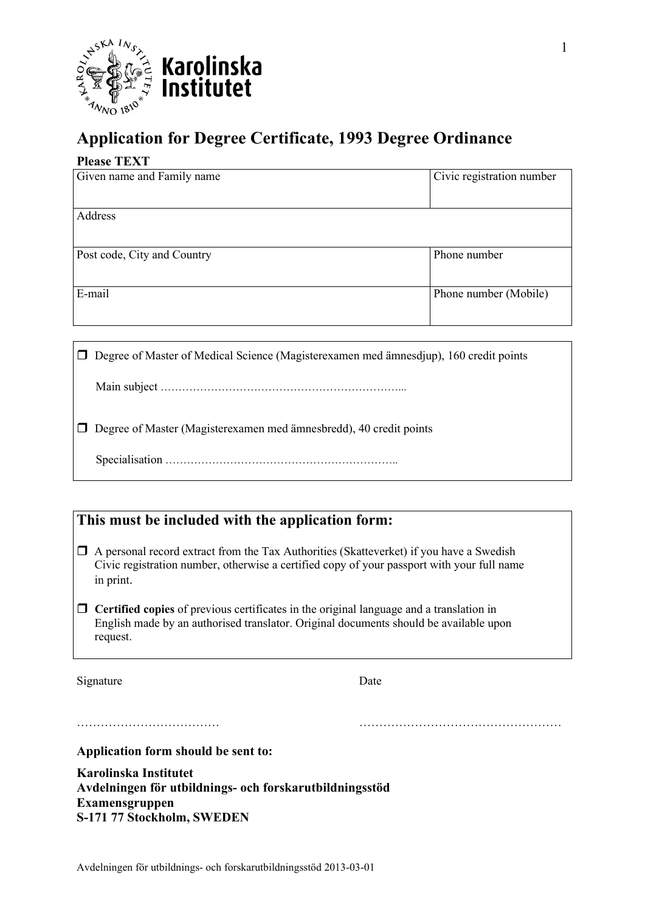Karolinska Institutet

# Application for Degree Certificate, 1993 Degree Ordinance

**Please TEXT**

| Given name and Family name | Civic registration number |
|---|---|
| | |
| Address | |
| | |
| Post code, City and Country | Phone number |
| | |
| E-mail | Phone number (Mobile) |
| | |

❒ Degree of Master of Medical Science (Magisterexamen med ämnesdjup), 160 credit points

Main subject …………………………………………………………...

❒ Degree of Master (Magisterexamen med ämnesbredd), 40 credit points

Specialisation ………………………………………………………..

## This must be included with the application form:

❒ A personal record extract from the Tax Authorities (Skatteverket) if you have a Swedish Civic registration number, otherwise a certified copy of your passport with your full name in print.

❒ **Certified copies** of previous certificates in the original language and a translation in English made by an authorised translator. Original documents should be available upon request.

Signature ……………………………… Date ……………………………………………

**Application form should be sent to:**

**Karolinska Institutet**
**Avdelningen för utbildnings- och forskarutbildningsstöd**
**Examensgruppen**
**S-171 77 Stockholm, SWEDEN**

Avdelningen för utbildnings- och forskarutbildningsstöd 2013-03-01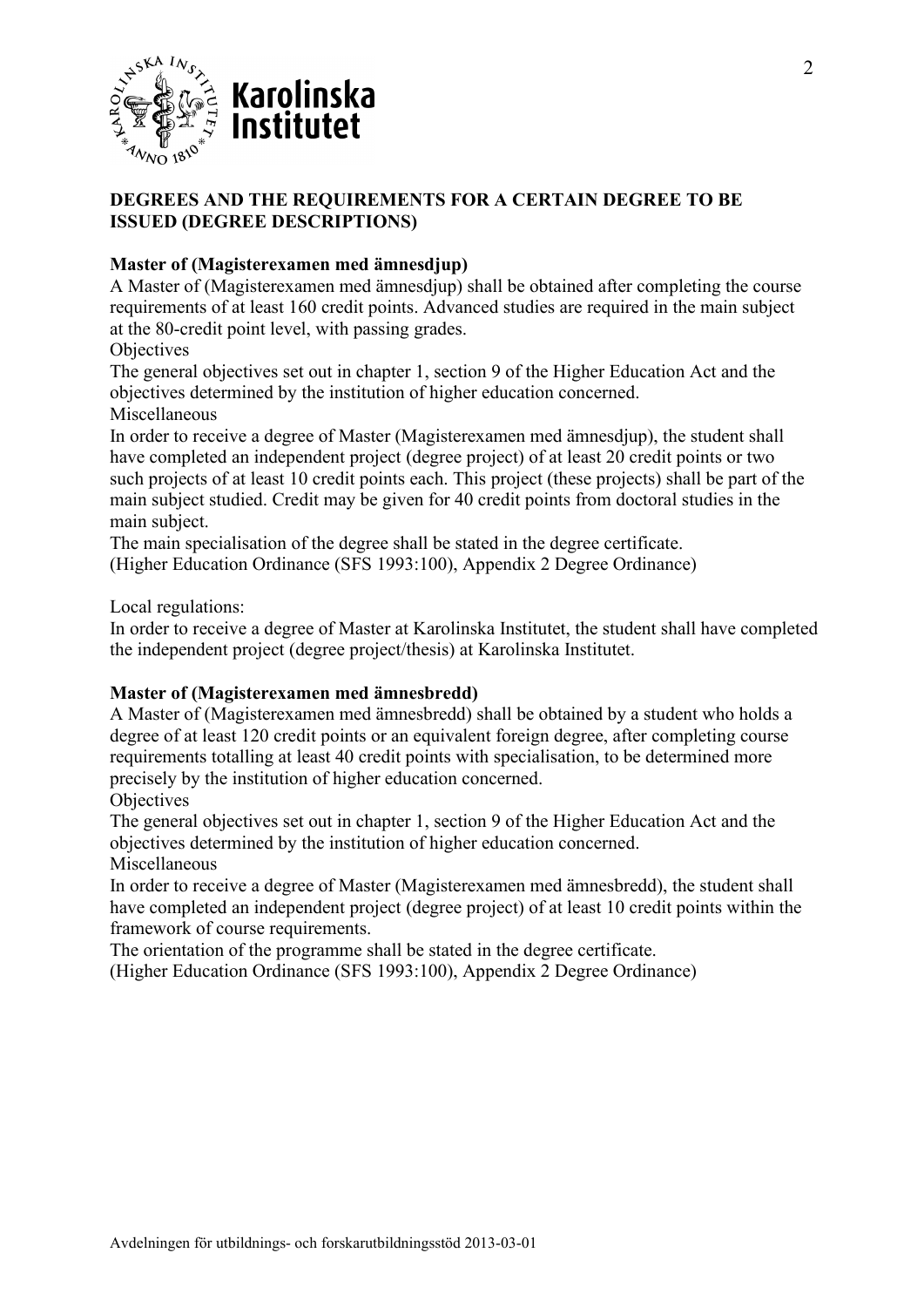## DEGREES AND THE REQUIREMENTS FOR A CERTAIN DEGREE TO BE ISSUED (DEGREE DESCRIPTIONS)

**Master of (Magisterexamen med ämnesdjup)**

A Master of (Magisterexamen med ämnesdjup) shall be obtained after completing the course requirements of at least 160 credit points. Advanced studies are required in the main subject at the 80-credit point level, with passing grades.

Objectives

The general objectives set out in chapter 1, section 9 of the Higher Education Act and the objectives determined by the institution of higher education concerned.

Miscellaneous

In order to receive a degree of Master (Magisterexamen med ämnesdjup), the student shall have completed an independent project (degree project) of at least 20 credit points or two such projects of at least 10 credit points each. This project (these projects) shall be part of the main subject studied. Credit may be given for 40 credit points from doctoral studies in the main subject.

The main specialisation of the degree shall be stated in the degree certificate.

(Higher Education Ordinance (SFS 1993:100), Appendix 2 Degree Ordinance)

Local regulations:

In order to receive a degree of Master at Karolinska Institutet, the student shall have completed the independent project (degree project/thesis) at Karolinska Institutet.

**Master of (Magisterexamen med ämnesbredd)**

A Master of (Magisterexamen med ämnesbredd) shall be obtained by a student who holds a degree of at least 120 credit points or an equivalent foreign degree, after completing course requirements totalling at least 40 credit points with specialisation, to be determined more precisely by the institution of higher education concerned.

Objectives

The general objectives set out in chapter 1, section 9 of the Higher Education Act and the objectives determined by the institution of higher education concerned.

Miscellaneous

In order to receive a degree of Master (Magisterexamen med ämnesbredd), the student shall have completed an independent project (degree project) of at least 10 credit points within the framework of course requirements.

The orientation of the programme shall be stated in the degree certificate.

(Higher Education Ordinance (SFS 1993:100), Appendix 2 Degree Ordinance)

Avdelningen för utbildnings- och forskarutbildningsstöd 2013-03-01